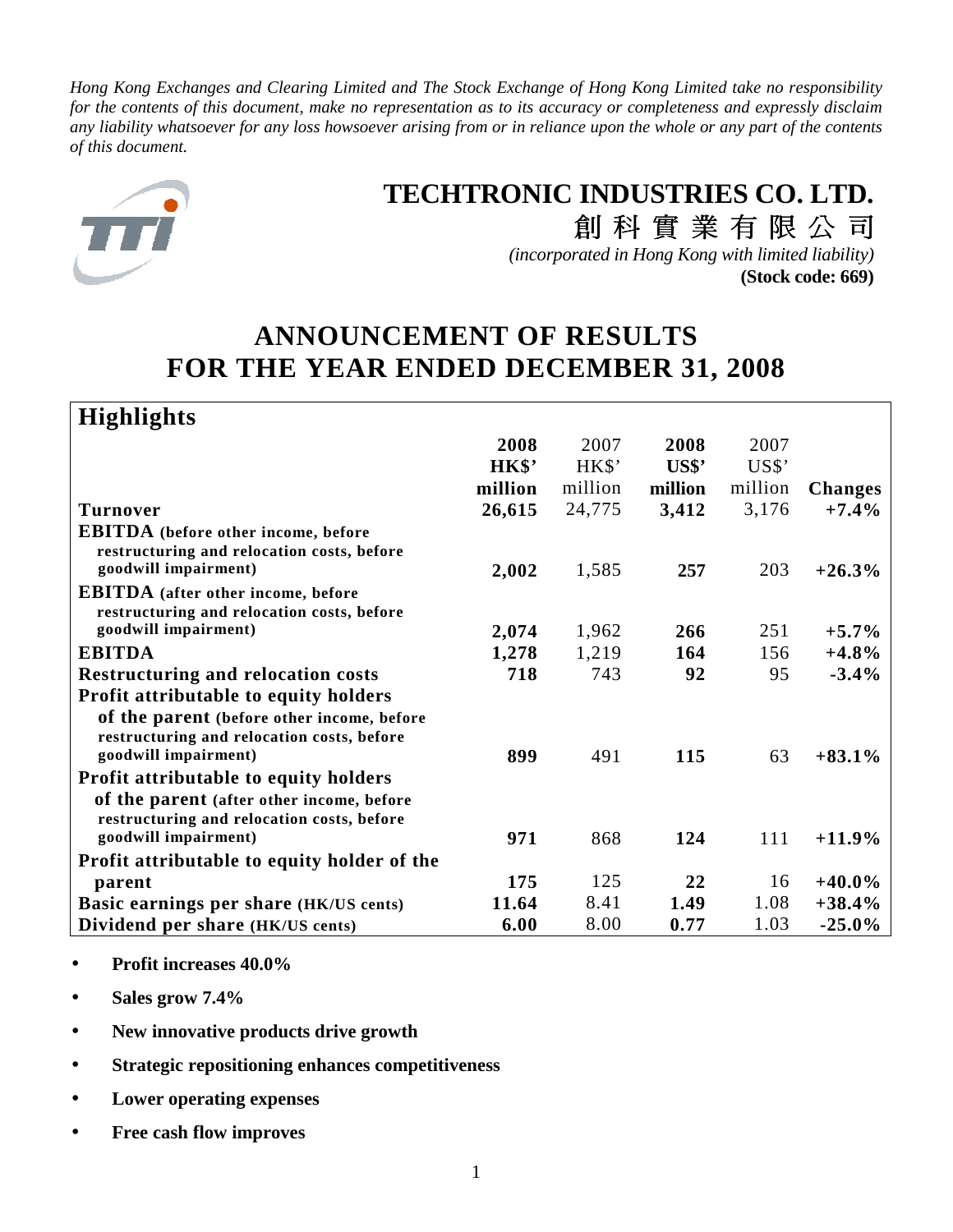*Hong Kong Exchanges and Clearing Limited and The Stock Exchange of Hong Kong Limited take no responsibility for the contents of this document, make no representation as to its accuracy or completeness and expressly disclaim any liability whatsoever for any loss howsoever arising from or in reliance upon the whole or any part of the contents of this document.*

# TECHTRONIC INDUSTRIES CO. LTD.

# 創 科 實 業 有 限 公 司

*(incorporated in Hong Kong with limited liability)*

**(Stock code: 669)**

# ANNOUNCEMENT OF RESULTS FOR THE YEAR ENDED DECEMBER 31, 2008

## Highlights

| | 2008 HK$' million | 2007 HK$' million | 2008 US$' million | 2007 US$' million | Changes |
|---|---|---|---|---|---|
| **Turnover** | **26,615** | 24,775 | **3,412** | 3,176 | **+7.4%** |
| **EBITDA (before other income, before restructuring and relocation costs, before goodwill impairment)** | **2,002** | 1,585 | **257** | 203 | **+26.3%** |
| **EBITDA (after other income, before restructuring and relocation costs, before goodwill impairment)** | **2,074** | 1,962 | **266** | 251 | **+5.7%** |
| **EBITDA** | **1,278** | 1,219 | **164** | 156 | **+4.8%** |
| **Restructuring and relocation costs** | **718** | 743 | **92** | 95 | **-3.4%** |
| **Profit attributable to equity holders of the parent (before other income, before restructuring and relocation costs, before goodwill impairment)** | **899** | 491 | **115** | 63 | **+83.1%** |
| **Profit attributable to equity holders of the parent (after other income, before restructuring and relocation costs, before goodwill impairment)** | **971** | 868 | **124** | 111 | **+11.9%** |
| **Profit attributable to equity holder of the parent** | **175** | 125 | **22** | 16 | **+40.0%** |
| **Basic earnings per share (HK/US cents)** | **11.64** | 8.41 | **1.49** | 1.08 | **+38.4%** |
| **Dividend per share (HK/US cents)** | **6.00** | 8.00 | **0.77** | 1.03 | **-25.0%** |

- **Profit increases 40.0%**
- **Sales grow 7.4%**
- **New innovative products drive growth**
- **Strategic repositioning enhances competitiveness**
- **Lower operating expenses**
- **Free cash flow improves**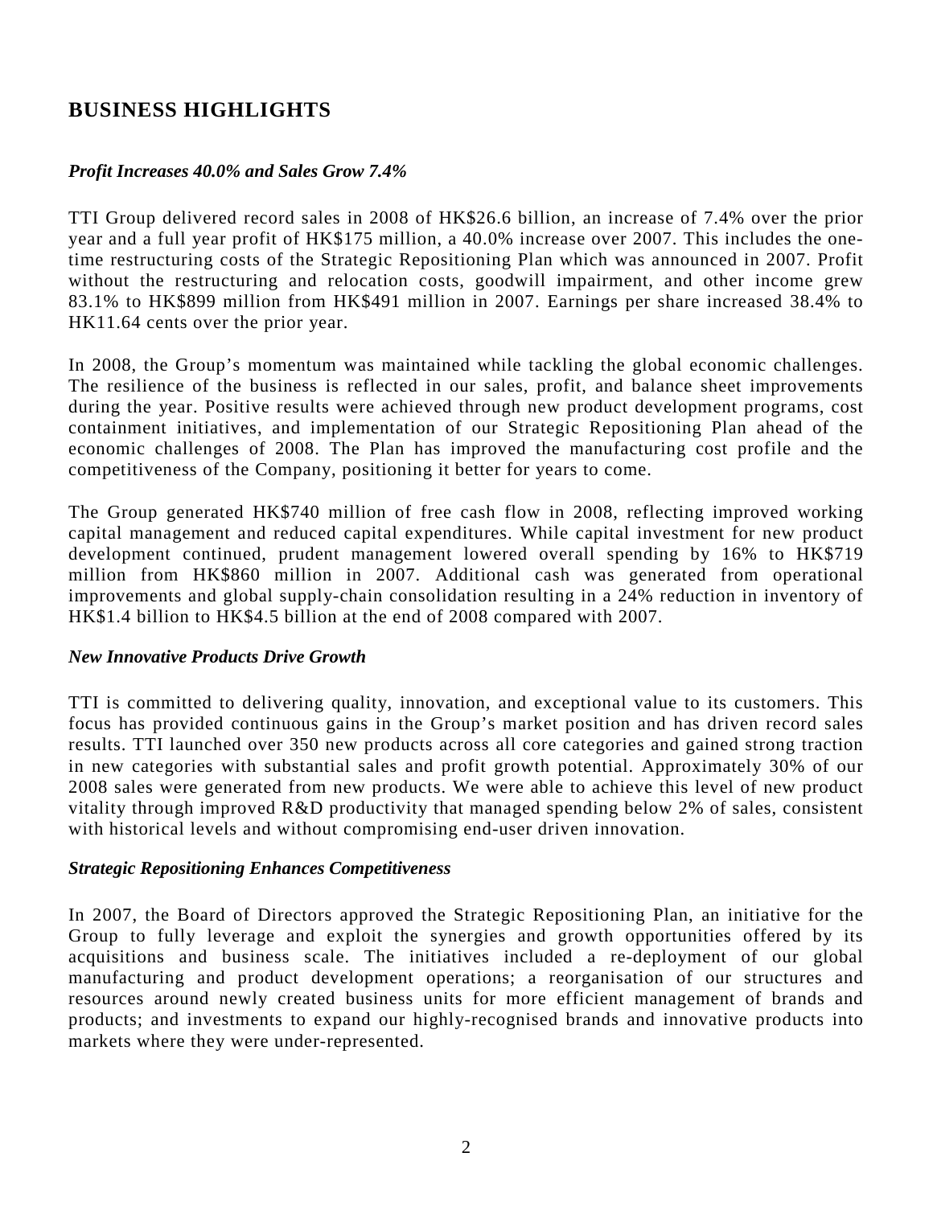## BUSINESS HIGHLIGHTS

### *Profit Increases 40.0% and Sales Grow 7.4%*

TTI Group delivered record sales in 2008 of HK$26.6 billion, an increase of 7.4% over the prior year and a full year profit of HK$175 million, a 40.0% increase over 2007. This includes the one-time restructuring costs of the Strategic Repositioning Plan which was announced in 2007. Profit without the restructuring and relocation costs, goodwill impairment, and other income grew 83.1% to HK$899 million from HK$491 million in 2007. Earnings per share increased 38.4% to HK11.64 cents over the prior year.

In 2008, the Group's momentum was maintained while tackling the global economic challenges. The resilience of the business is reflected in our sales, profit, and balance sheet improvements during the year. Positive results were achieved through new product development programs, cost containment initiatives, and implementation of our Strategic Repositioning Plan ahead of the economic challenges of 2008. The Plan has improved the manufacturing cost profile and the competitiveness of the Company, positioning it better for years to come.

The Group generated HK$740 million of free cash flow in 2008, reflecting improved working capital management and reduced capital expenditures. While capital investment for new product development continued, prudent management lowered overall spending by 16% to HK$719 million from HK$860 million in 2007. Additional cash was generated from operational improvements and global supply-chain consolidation resulting in a 24% reduction in inventory of HK$1.4 billion to HK$4.5 billion at the end of 2008 compared with 2007.

### *New Innovative Products Drive Growth*

TTI is committed to delivering quality, innovation, and exceptional value to its customers. This focus has provided continuous gains in the Group's market position and has driven record sales results. TTI launched over 350 new products across all core categories and gained strong traction in new categories with substantial sales and profit growth potential. Approximately 30% of our 2008 sales were generated from new products. We were able to achieve this level of new product vitality through improved R&D productivity that managed spending below 2% of sales, consistent with historical levels and without compromising end-user driven innovation.

### *Strategic Repositioning Enhances Competitiveness*

In 2007, the Board of Directors approved the Strategic Repositioning Plan, an initiative for the Group to fully leverage and exploit the synergies and growth opportunities offered by its acquisitions and business scale. The initiatives included a re-deployment of our global manufacturing and product development operations; a reorganisation of our structures and resources around newly created business units for more efficient management of brands and products; and investments to expand our highly-recognised brands and innovative products into markets where they were under-represented.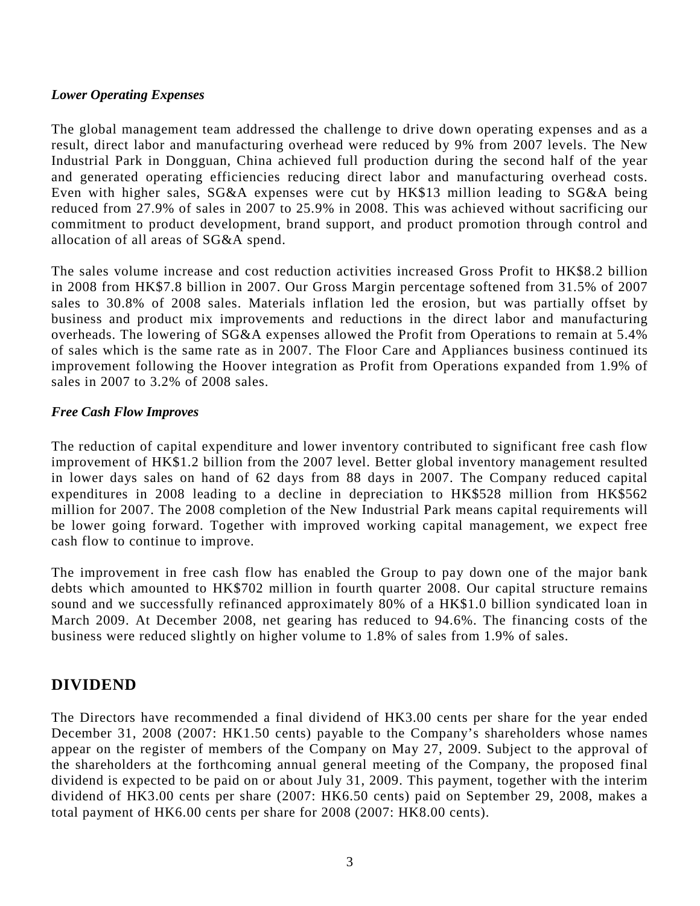***Lower Operating Expenses***

The global management team addressed the challenge to drive down operating expenses and as a result, direct labor and manufacturing overhead were reduced by 9% from 2007 levels. The New Industrial Park in Dongguan, China achieved full production during the second half of the year and generated operating efficiencies reducing direct labor and manufacturing overhead costs. Even with higher sales, SG&A expenses were cut by HK$13 million leading to SG&A being reduced from 27.9% of sales in 2007 to 25.9% in 2008. This was achieved without sacrificing our commitment to product development, brand support, and product promotion through control and allocation of all areas of SG&A spend.

The sales volume increase and cost reduction activities increased Gross Profit to HK$8.2 billion in 2008 from HK$7.8 billion in 2007. Our Gross Margin percentage softened from 31.5% of 2007 sales to 30.8% of 2008 sales. Materials inflation led the erosion, but was partially offset by business and product mix improvements and reductions in the direct labor and manufacturing overheads. The lowering of SG&A expenses allowed the Profit from Operations to remain at 5.4% of sales which is the same rate as in 2007. The Floor Care and Appliances business continued its improvement following the Hoover integration as Profit from Operations expanded from 1.9% of sales in 2007 to 3.2% of 2008 sales.

***Free Cash Flow Improves***

The reduction of capital expenditure and lower inventory contributed to significant free cash flow improvement of HK$1.2 billion from the 2007 level. Better global inventory management resulted in lower days sales on hand of 62 days from 88 days in 2007. The Company reduced capital expenditures in 2008 leading to a decline in depreciation to HK$528 million from HK$562 million for 2007. The 2008 completion of the New Industrial Park means capital requirements will be lower going forward. Together with improved working capital management, we expect free cash flow to continue to improve.

The improvement in free cash flow has enabled the Group to pay down one of the major bank debts which amounted to HK$702 million in fourth quarter 2008. Our capital structure remains sound and we successfully refinanced approximately 80% of a HK$1.0 billion syndicated loan in March 2009. At December 2008, net gearing has reduced to 94.6%. The financing costs of the business were reduced slightly on higher volume to 1.8% of sales from 1.9% of sales.

## DIVIDEND

The Directors have recommended a final dividend of HK3.00 cents per share for the year ended December 31, 2008 (2007: HK1.50 cents) payable to the Company's shareholders whose names appear on the register of members of the Company on May 27, 2009. Subject to the approval of the shareholders at the forthcoming annual general meeting of the Company, the proposed final dividend is expected to be paid on or about July 31, 2009. This payment, together with the interim dividend of HK3.00 cents per share (2007: HK6.50 cents) paid on September 29, 2008, makes a total payment of HK6.00 cents per share for 2008 (2007: HK8.00 cents).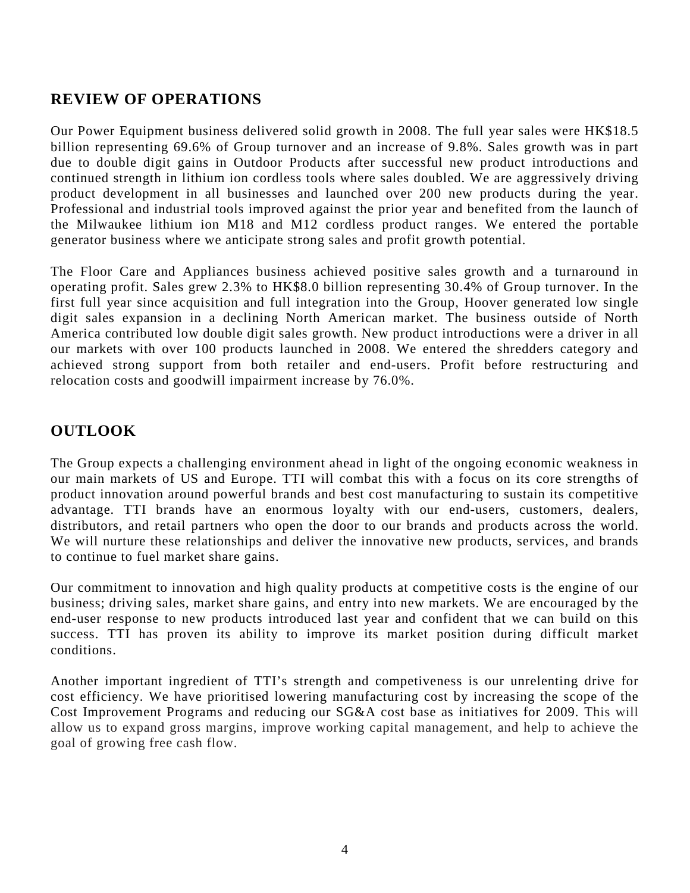## REVIEW OF OPERATIONS

Our Power Equipment business delivered solid growth in 2008. The full year sales were HK$18.5 billion representing 69.6% of Group turnover and an increase of 9.8%. Sales growth was in part due to double digit gains in Outdoor Products after successful new product introductions and continued strength in lithium ion cordless tools where sales doubled. We are aggressively driving product development in all businesses and launched over 200 new products during the year. Professional and industrial tools improved against the prior year and benefited from the launch of the Milwaukee lithium ion M18 and M12 cordless product ranges. We entered the portable generator business where we anticipate strong sales and profit growth potential.

The Floor Care and Appliances business achieved positive sales growth and a turnaround in operating profit. Sales grew 2.3% to HK$8.0 billion representing 30.4% of Group turnover. In the first full year since acquisition and full integration into the Group, Hoover generated low single digit sales expansion in a declining North American market. The business outside of North America contributed low double digit sales growth. New product introductions were a driver in all our markets with over 100 products launched in 2008. We entered the shredders category and achieved strong support from both retailer and end-users. Profit before restructuring and relocation costs and goodwill impairment increase by 76.0%.

## OUTLOOK

The Group expects a challenging environment ahead in light of the ongoing economic weakness in our main markets of US and Europe. TTI will combat this with a focus on its core strengths of product innovation around powerful brands and best cost manufacturing to sustain its competitive advantage. TTI brands have an enormous loyalty with our end-users, customers, dealers, distributors, and retail partners who open the door to our brands and products across the world. We will nurture these relationships and deliver the innovative new products, services, and brands to continue to fuel market share gains.

Our commitment to innovation and high quality products at competitive costs is the engine of our business; driving sales, market share gains, and entry into new markets. We are encouraged by the end-user response to new products introduced last year and confident that we can build on this success. TTI has proven its ability to improve its market position during difficult market conditions.

Another important ingredient of TTI's strength and competiveness is our unrelenting drive for cost efficiency. We have prioritised lowering manufacturing cost by increasing the scope of the Cost Improvement Programs and reducing our SG&A cost base as initiatives for 2009. This will allow us to expand gross margins, improve working capital management, and help to achieve the goal of growing free cash flow.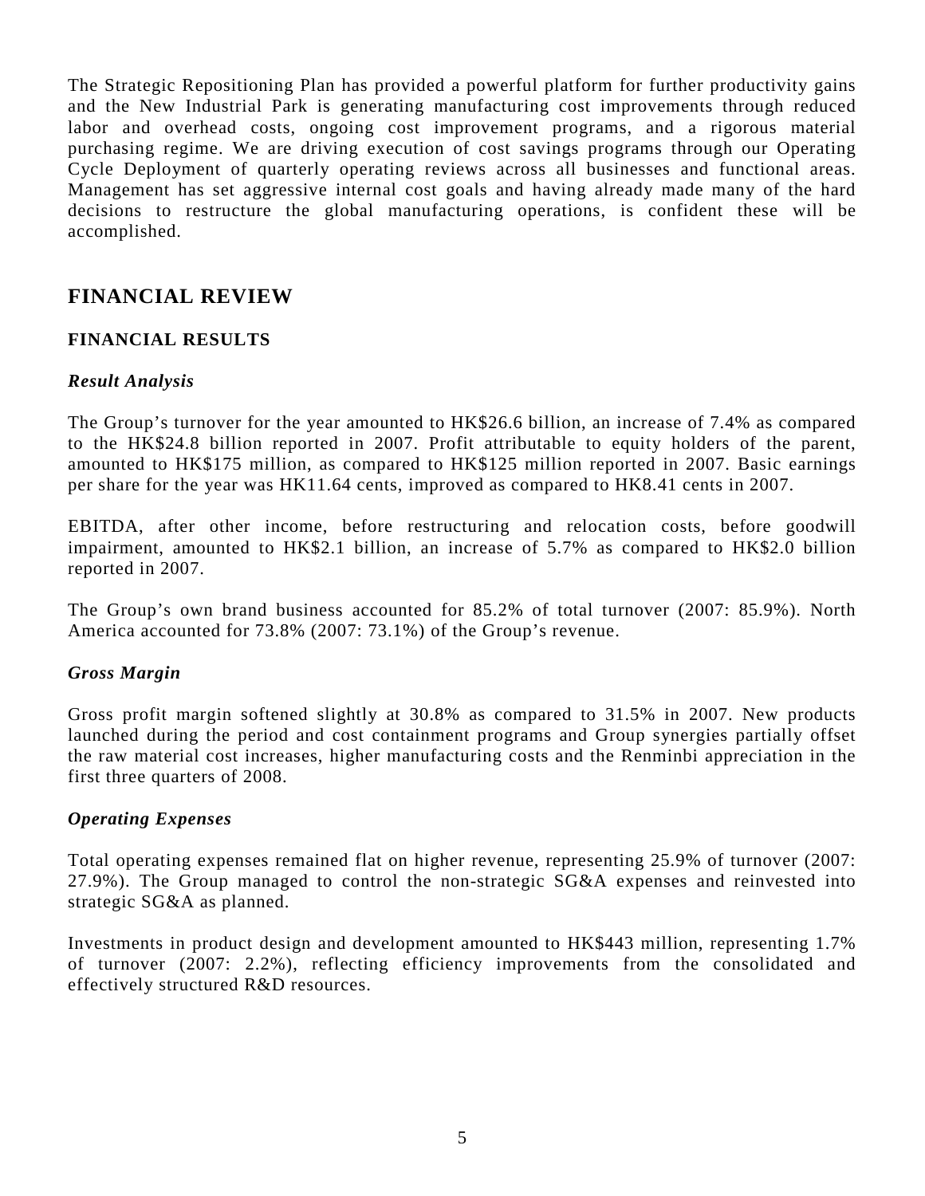The Strategic Repositioning Plan has provided a powerful platform for further productivity gains and the New Industrial Park is generating manufacturing cost improvements through reduced labor and overhead costs, ongoing cost improvement programs, and a rigorous material purchasing regime. We are driving execution of cost savings programs through our Operating Cycle Deployment of quarterly operating reviews across all businesses and functional areas. Management has set aggressive internal cost goals and having already made many of the hard decisions to restructure the global manufacturing operations, is confident these will be accomplished.

## FINANCIAL REVIEW

### FINANCIAL RESULTS

#### *Result Analysis*

The Group's turnover for the year amounted to HK$26.6 billion, an increase of 7.4% as compared to the HK$24.8 billion reported in 2007. Profit attributable to equity holders of the parent, amounted to HK$175 million, as compared to HK$125 million reported in 2007. Basic earnings per share for the year was HK11.64 cents, improved as compared to HK8.41 cents in 2007.

EBITDA, after other income, before restructuring and relocation costs, before goodwill impairment, amounted to HK$2.1 billion, an increase of 5.7% as compared to HK$2.0 billion reported in 2007.

The Group's own brand business accounted for 85.2% of total turnover (2007: 85.9%). North America accounted for 73.8% (2007: 73.1%) of the Group's revenue.

#### *Gross Margin*

Gross profit margin softened slightly at 30.8% as compared to 31.5% in 2007. New products launched during the period and cost containment programs and Group synergies partially offset the raw material cost increases, higher manufacturing costs and the Renminbi appreciation in the first three quarters of 2008.

#### *Operating Expenses*

Total operating expenses remained flat on higher revenue, representing 25.9% of turnover (2007: 27.9%). The Group managed to control the non-strategic SG&A expenses and reinvested into strategic SG&A as planned.

Investments in product design and development amounted to HK$443 million, representing 1.7% of turnover (2007: 2.2%), reflecting efficiency improvements from the consolidated and effectively structured R&D resources.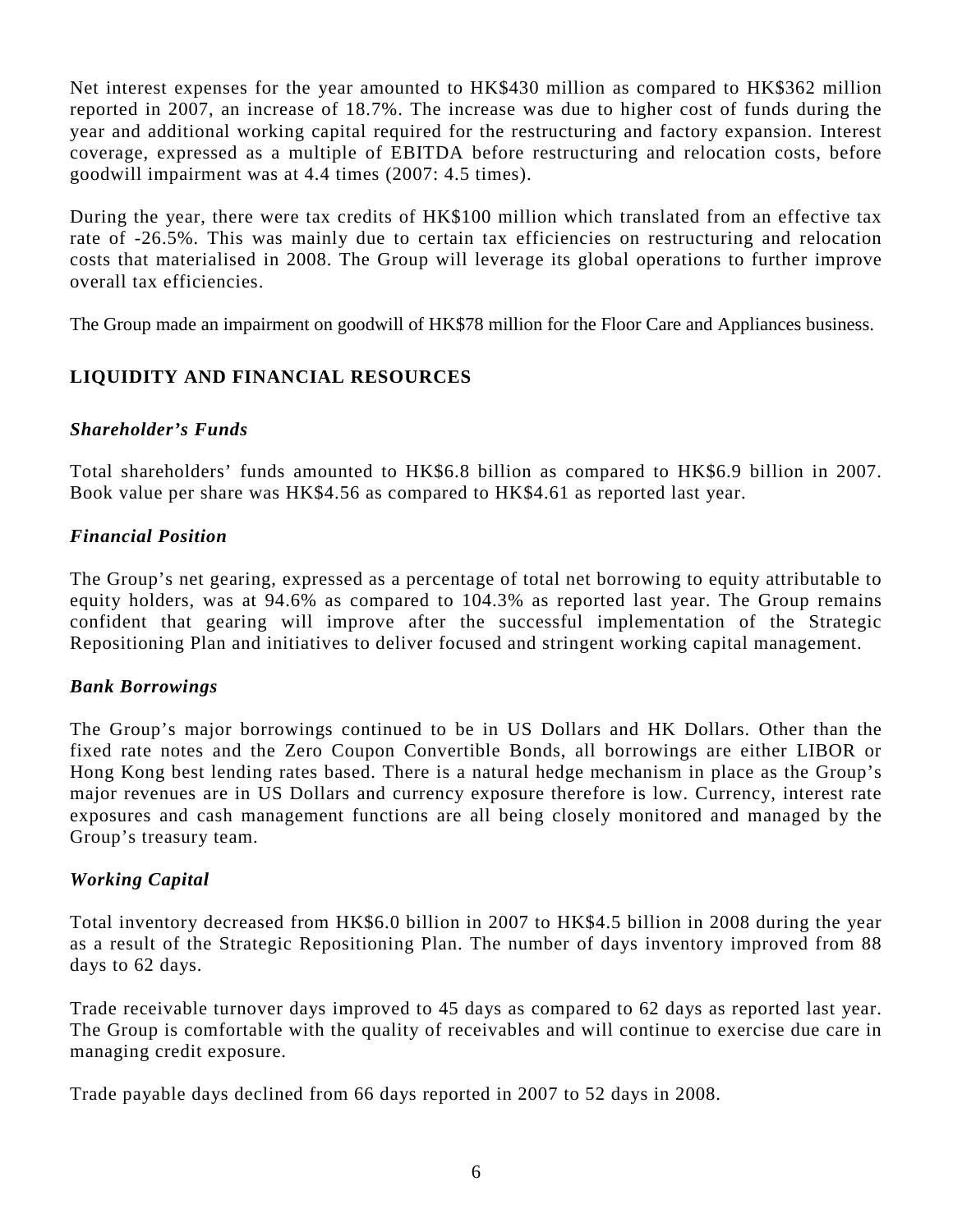Net interest expenses for the year amounted to HK$430 million as compared to HK$362 million reported in 2007, an increase of 18.7%. The increase was due to higher cost of funds during the year and additional working capital required for the restructuring and factory expansion. Interest coverage, expressed as a multiple of EBITDA before restructuring and relocation costs, before goodwill impairment was at 4.4 times (2007: 4.5 times).

During the year, there were tax credits of HK$100 million which translated from an effective tax rate of -26.5%. This was mainly due to certain tax efficiencies on restructuring and relocation costs that materialised in 2008. The Group will leverage its global operations to further improve overall tax efficiencies.

The Group made an impairment on goodwill of HK$78 million for the Floor Care and Appliances business.

## LIQUIDITY AND FINANCIAL RESOURCES

### *Shareholder's Funds*

Total shareholders' funds amounted to HK$6.8 billion as compared to HK$6.9 billion in 2007. Book value per share was HK$4.56 as compared to HK$4.61 as reported last year.

### *Financial Position*

The Group's net gearing, expressed as a percentage of total net borrowing to equity attributable to equity holders, was at 94.6% as compared to 104.3% as reported last year. The Group remains confident that gearing will improve after the successful implementation of the Strategic Repositioning Plan and initiatives to deliver focused and stringent working capital management.

### *Bank Borrowings*

The Group's major borrowings continued to be in US Dollars and HK Dollars. Other than the fixed rate notes and the Zero Coupon Convertible Bonds, all borrowings are either LIBOR or Hong Kong best lending rates based. There is a natural hedge mechanism in place as the Group's major revenues are in US Dollars and currency exposure therefore is low. Currency, interest rate exposures and cash management functions are all being closely monitored and managed by the Group's treasury team.

### *Working Capital*

Total inventory decreased from HK$6.0 billion in 2007 to HK$4.5 billion in 2008 during the year as a result of the Strategic Repositioning Plan. The number of days inventory improved from 88 days to 62 days.

Trade receivable turnover days improved to 45 days as compared to 62 days as reported last year. The Group is comfortable with the quality of receivables and will continue to exercise due care in managing credit exposure.

Trade payable days declined from 66 days reported in 2007 to 52 days in 2008.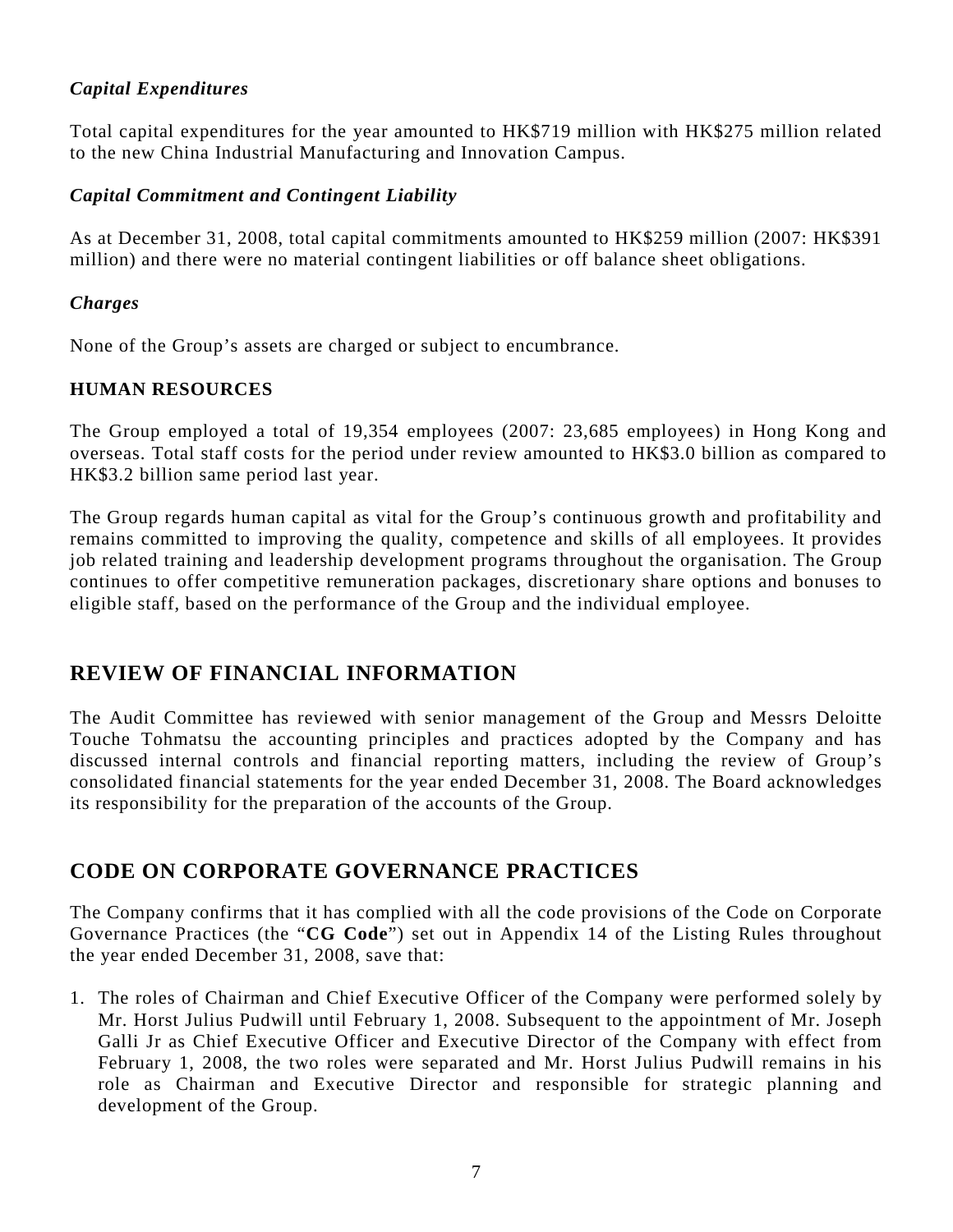### *Capital Expenditures*

Total capital expenditures for the year amounted to HK$719 million with HK$275 million related to the new China Industrial Manufacturing and Innovation Campus.

### *Capital Commitment and Contingent Liability*

As at December 31, 2008, total capital commitments amounted to HK$259 million (2007: HK$391 million) and there were no material contingent liabilities or off balance sheet obligations.

### *Charges*

None of the Group's assets are charged or subject to encumbrance.

### HUMAN RESOURCES

The Group employed a total of 19,354 employees (2007: 23,685 employees) in Hong Kong and overseas. Total staff costs for the period under review amounted to HK$3.0 billion as compared to HK$3.2 billion same period last year.

The Group regards human capital as vital for the Group's continuous growth and profitability and remains committed to improving the quality, competence and skills of all employees. It provides job related training and leadership development programs throughout the organisation. The Group continues to offer competitive remuneration packages, discretionary share options and bonuses to eligible staff, based on the performance of the Group and the individual employee.

## REVIEW OF FINANCIAL INFORMATION

The Audit Committee has reviewed with senior management of the Group and Messrs Deloitte Touche Tohmatsu the accounting principles and practices adopted by the Company and has discussed internal controls and financial reporting matters, including the review of Group's consolidated financial statements for the year ended December 31, 2008. The Board acknowledges its responsibility for the preparation of the accounts of the Group.

## CODE ON CORPORATE GOVERNANCE PRACTICES

The Company confirms that it has complied with all the code provisions of the Code on Corporate Governance Practices (the "**CG Code**") set out in Appendix 14 of the Listing Rules throughout the year ended December 31, 2008, save that:

1. The roles of Chairman and Chief Executive Officer of the Company were performed solely by Mr. Horst Julius Pudwill until February 1, 2008. Subsequent to the appointment of Mr. Joseph Galli Jr as Chief Executive Officer and Executive Director of the Company with effect from February 1, 2008, the two roles were separated and Mr. Horst Julius Pudwill remains in his role as Chairman and Executive Director and responsible for strategic planning and development of the Group.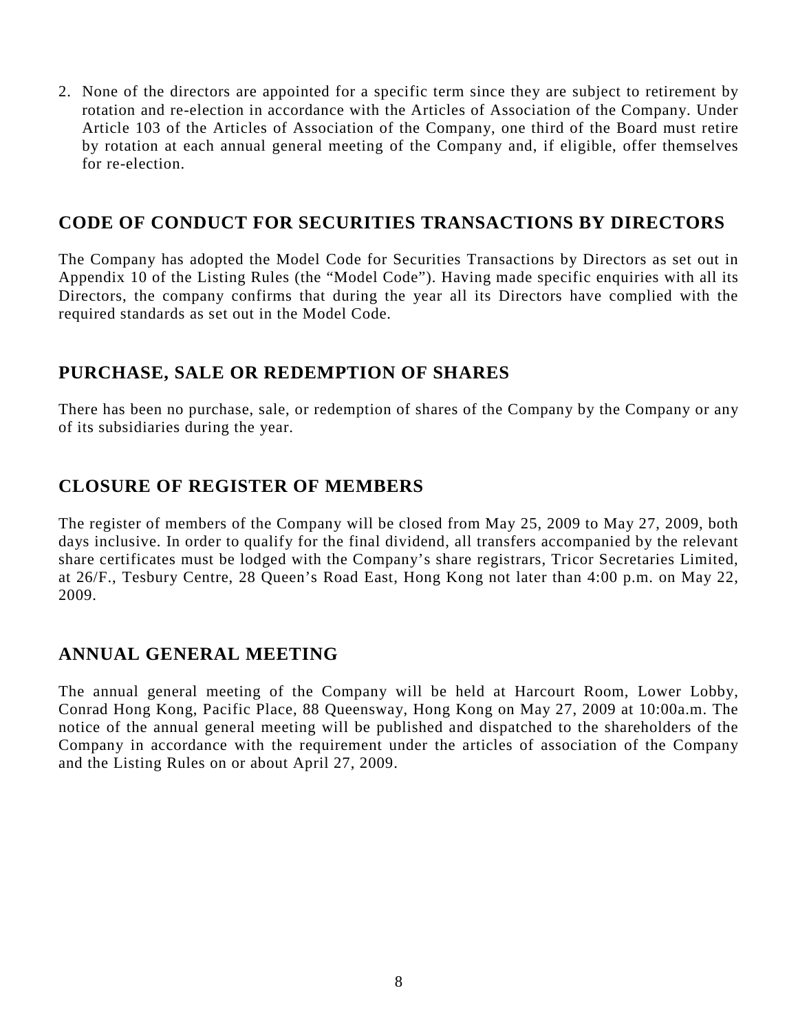2. None of the directors are appointed for a specific term since they are subject to retirement by rotation and re-election in accordance with the Articles of Association of the Company. Under Article 103 of the Articles of Association of the Company, one third of the Board must retire by rotation at each annual general meeting of the Company and, if eligible, offer themselves for re-election.

## CODE OF CONDUCT FOR SECURITIES TRANSACTIONS BY DIRECTORS

The Company has adopted the Model Code for Securities Transactions by Directors as set out in Appendix 10 of the Listing Rules (the "Model Code"). Having made specific enquiries with all its Directors, the company confirms that during the year all its Directors have complied with the required standards as set out in the Model Code.

## PURCHASE, SALE OR REDEMPTION OF SHARES

There has been no purchase, sale, or redemption of shares of the Company by the Company or any of its subsidiaries during the year.

## CLOSURE OF REGISTER OF MEMBERS

The register of members of the Company will be closed from May 25, 2009 to May 27, 2009, both days inclusive. In order to qualify for the final dividend, all transfers accompanied by the relevant share certificates must be lodged with the Company's share registrars, Tricor Secretaries Limited, at 26/F., Tesbury Centre, 28 Queen's Road East, Hong Kong not later than 4:00 p.m. on May 22, 2009.

## ANNUAL GENERAL MEETING

The annual general meeting of the Company will be held at Harcourt Room, Lower Lobby, Conrad Hong Kong, Pacific Place, 88 Queensway, Hong Kong on May 27, 2009 at 10:00a.m. The notice of the annual general meeting will be published and dispatched to the shareholders of the Company in accordance with the requirement under the articles of association of the Company and the Listing Rules on or about April 27, 2009.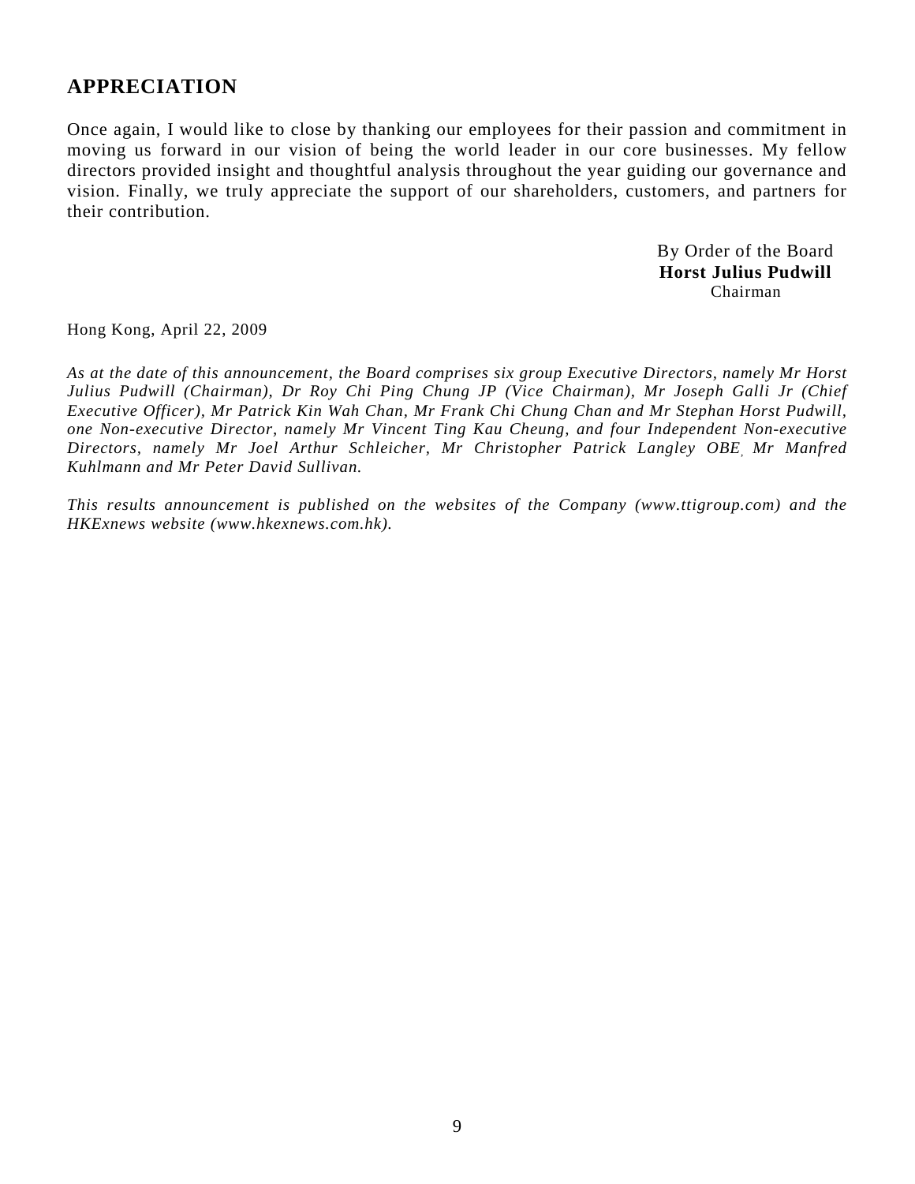## APPRECIATION

Once again, I would like to close by thanking our employees for their passion and commitment in moving us forward in our vision of being the world leader in our core businesses. My fellow directors provided insight and thoughtful analysis throughout the year guiding our governance and vision. Finally, we truly appreciate the support of our shareholders, customers, and partners for their contribution.

By Order of the Board
**Horst Julius Pudwill**
Chairman

Hong Kong, April 22, 2009

*As at the date of this announcement, the Board comprises six group Executive Directors, namely Mr Horst Julius Pudwill (Chairman), Dr Roy Chi Ping Chung JP (Vice Chairman), Mr Joseph Galli Jr (Chief Executive Officer), Mr Patrick Kin Wah Chan, Mr Frank Chi Chung Chan and Mr Stephan Horst Pudwill, one Non-executive Director, namely Mr Vincent Ting Kau Cheung, and four Independent Non-executive Directors, namely Mr Joel Arthur Schleicher, Mr Christopher Patrick Langley OBE, Mr Manfred Kuhlmann and Mr Peter David Sullivan.*

*This results announcement is published on the websites of the Company (www.ttigroup.com) and the HKExnews website (www.hkexnews.com.hk).*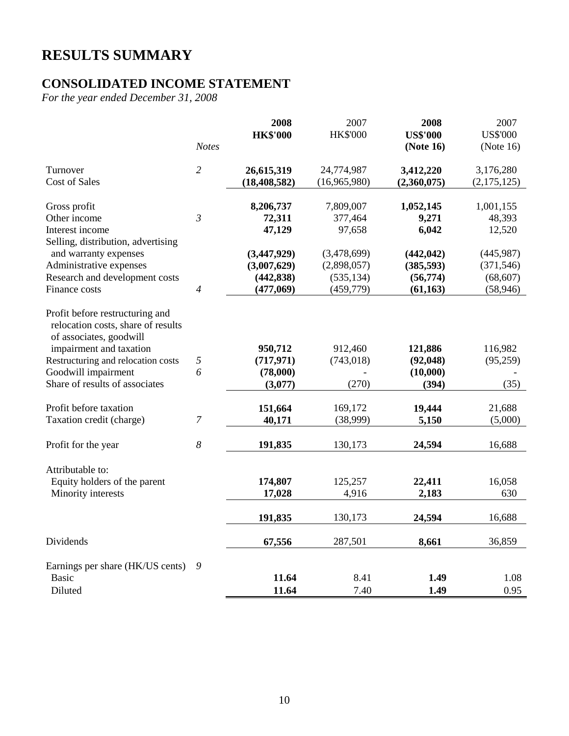# RESULTS SUMMARY

## CONSOLIDATED INCOME STATEMENT

*For the year ended December 31, 2008*

| | *Notes* | **2008 HK$'000** | 2007 HK$'000 | **2008 US$'000 (Note 16)** | 2007 US$'000 (Note 16) |
|---|---|---|---|---|---|
| Turnover | *2* | **26,615,319** | 24,774,987 | **3,412,220** | 3,176,280 |
| Cost of Sales | | **(18,408,582)** | (16,965,980) | **(2,360,075)** | (2,175,125) |
| Gross profit | | **8,206,737** | 7,809,007 | **1,052,145** | 1,001,155 |
| Other income | *3* | **72,311** | 377,464 | **9,271** | 48,393 |
| Interest income | | **47,129** | 97,658 | **6,042** | 12,520 |
| Selling, distribution, advertising and warranty expenses | | **(3,447,929)** | (3,478,699) | **(442,042)** | (445,987) |
| Administrative expenses | | **(3,007,629)** | (2,898,057) | **(385,593)** | (371,546) |
| Research and development costs | | **(442,838)** | (535,134) | **(56,774)** | (68,607) |
| Finance costs | *4* | **(477,069)** | (459,779) | **(61,163)** | (58,946) |
| Profit before restructuring and relocation costs, share of results of associates, goodwill impairment and taxation | | **950,712** | 912,460 | **121,886** | 116,982 |
| Restructuring and relocation costs | *5* | **(717,971)** | (743,018) | **(92,048)** | (95,259) |
| Goodwill impairment | *6* | **(78,000)** | - | **(10,000)** | - |
| Share of results of associates | | **(3,077)** | (270) | **(394)** | (35) |
| Profit before taxation | | **151,664** | 169,172 | **19,444** | 21,688 |
| Taxation credit (charge) | *7* | **40,171** | (38,999) | **5,150** | (5,000) |
| Profit for the year | *8* | **191,835** | 130,173 | **24,594** | 16,688 |
| Attributable to: | | | | | |
| Equity holders of the parent | | **174,807** | 125,257 | **22,411** | 16,058 |
| Minority interests | | **17,028** | 4,916 | **2,183** | 630 |
| | | **191,835** | 130,173 | **24,594** | 16,688 |
| Dividends | | **67,556** | 287,501 | **8,661** | 36,859 |
| Earnings per share (HK/US cents) | *9* | | | | |
| Basic | | **11.64** | 8.41 | **1.49** | 1.08 |
| Diluted | | **11.64** | 7.40 | **1.49** | 0.95 |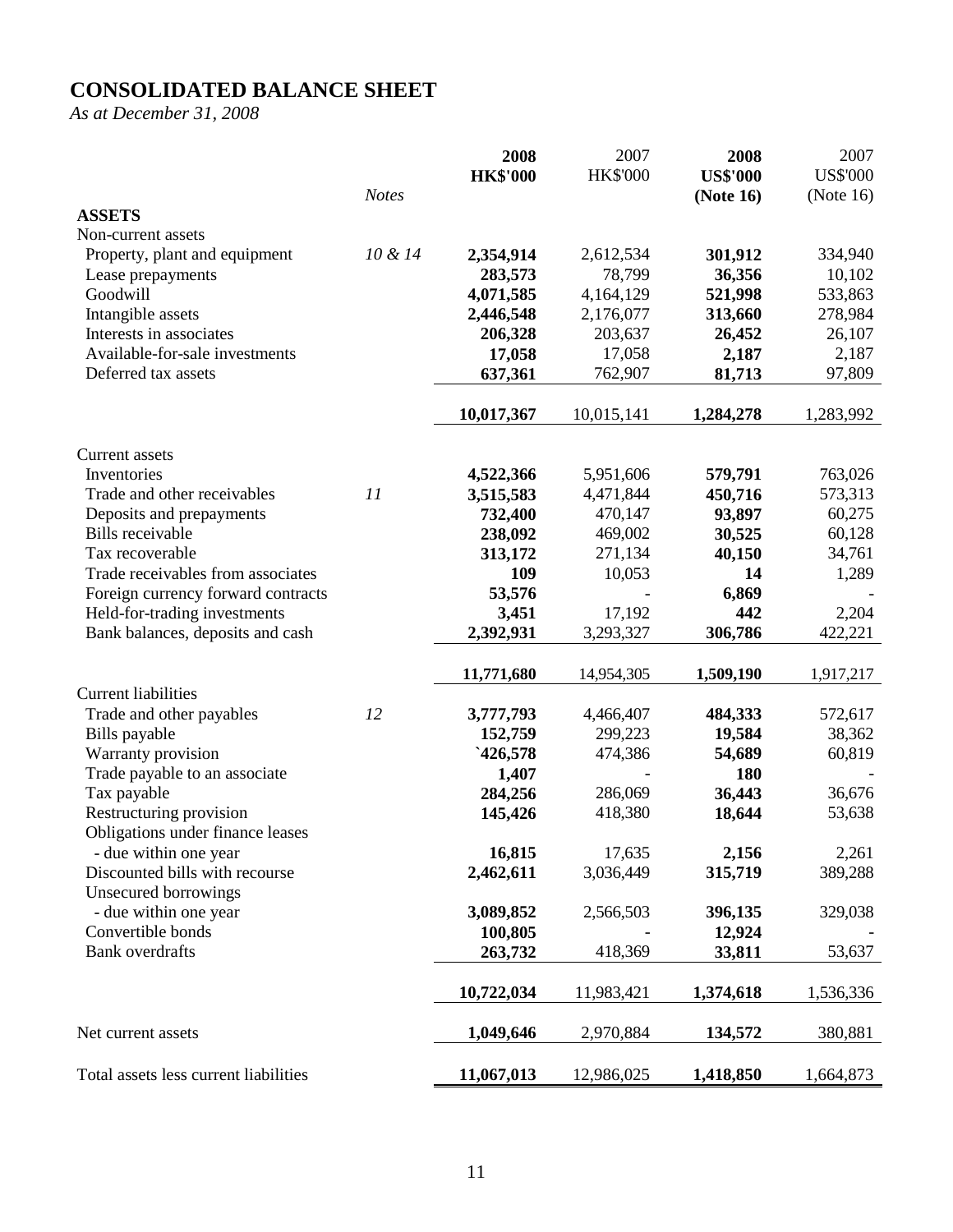# CONSOLIDATED BALANCE SHEET

*As at December 31, 2008*

| | *Notes* | **2008 HK$'000** | 2007 HK$'000 | **2008 US$'000 (Note 16)** | 2007 US$'000 (Note 16) |
|---|---|---|---|---|---|
| **ASSETS** | | | | | |
| Non-current assets | | | | | |
| Property, plant and equipment | *10 & 14* | **2,354,914** | 2,612,534 | **301,912** | 334,940 |
| Lease prepayments | | **283,573** | 78,799 | **36,356** | 10,102 |
| Goodwill | | **4,071,585** | 4,164,129 | **521,998** | 533,863 |
| Intangible assets | | **2,446,548** | 2,176,077 | **313,660** | 278,984 |
| Interests in associates | | **206,328** | 203,637 | **26,452** | 26,107 |
| Available-for-sale investments | | **17,058** | 17,058 | **2,187** | 2,187 |
| Deferred tax assets | | **637,361** | 762,907 | **81,713** | 97,809 |
| | | **10,017,367** | 10,015,141 | **1,284,278** | 1,283,992 |
| Current assets | | | | | |
| Inventories | | **4,522,366** | 5,951,606 | **579,791** | 763,026 |
| Trade and other receivables | *11* | **3,515,583** | 4,471,844 | **450,716** | 573,313 |
| Deposits and prepayments | | **732,400** | 470,147 | **93,897** | 60,275 |
| Bills receivable | | **238,092** | 469,002 | **30,525** | 60,128 |
| Tax recoverable | | **313,172** | 271,134 | **40,150** | 34,761 |
| Trade receivables from associates | | **109** | 10,053 | **14** | 1,289 |
| Foreign currency forward contracts | | **53,576** | - | **6,869** | - |
| Held-for-trading investments | | **3,451** | 17,192 | **442** | 2,204 |
| Bank balances, deposits and cash | | **2,392,931** | 3,293,327 | **306,786** | 422,221 |
| | | **11,771,680** | 14,954,305 | **1,509,190** | 1,917,217 |
| Current liabilities | | | | | |
| Trade and other payables | *12* | **3,777,793** | 4,466,407 | **484,333** | 572,617 |
| Bills payable | | **152,759** | 299,223 | **19,584** | 38,362 |
| Warranty provision | | **`426,578** | 474,386 | **54,689** | 60,819 |
| Trade payable to an associate | | **1,407** | - | **180** | - |
| Tax payable | | **284,256** | 286,069 | **36,443** | 36,676 |
| Restructuring provision | | **145,426** | 418,380 | **18,644** | 53,638 |
| Obligations under finance leases | | | | | |
| - due within one year | | **16,815** | 17,635 | **2,156** | 2,261 |
| Discounted bills with recourse | | **2,462,611** | 3,036,449 | **315,719** | 389,288 |
| Unsecured borrowings | | | | | |
| - due within one year | | **3,089,852** | 2,566,503 | **396,135** | 329,038 |
| Convertible bonds | | **100,805** | - | **12,924** | - |
| Bank overdrafts | | **263,732** | 418,369 | **33,811** | 53,637 |
| | | **10,722,034** | 11,983,421 | **1,374,618** | 1,536,336 |
| Net current assets | | **1,049,646** | 2,970,884 | **134,572** | 380,881 |
| Total assets less current liabilities | | **11,067,013** | 12,986,025 | **1,418,850** | 1,664,873 |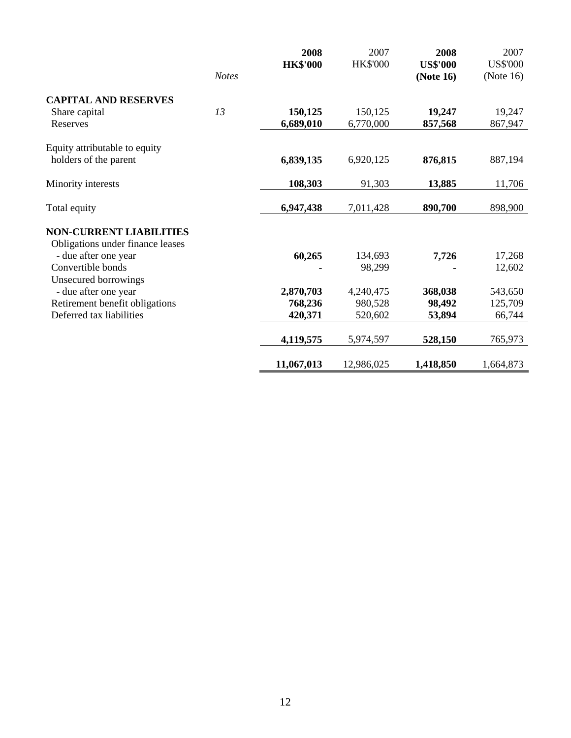| | Notes | 2008 HK$'000 | 2007 HK$'000 | 2008 US$'000 (Note 16) | 2007 US$'000 (Note 16) |
|---|---|---|---|---|---|
| **CAPITAL AND RESERVES** | | | | | |
| Share capital | *13* | **150,125** | 150,125 | **19,247** | 19,247 |
| Reserves | | **6,689,010** | 6,770,000 | **857,568** | 867,947 |
| Equity attributable to equity holders of the parent | | **6,839,135** | 6,920,125 | **876,815** | 887,194 |
| Minority interests | | **108,303** | 91,303 | **13,885** | 11,706 |
| Total equity | | **6,947,438** | 7,011,428 | **890,700** | 898,900 |
| **NON-CURRENT LIABILITIES** | | | | | |
| Obligations under finance leases | | | | | |
| - due after one year | | **60,265** | 134,693 | **7,726** | 17,268 |
| Convertible bonds | | **-** | 98,299 | **-** | 12,602 |
| Unsecured borrowings | | | | | |
| - due after one year | | **2,870,703** | 4,240,475 | **368,038** | 543,650 |
| Retirement benefit obligations | | **768,236** | 980,528 | **98,492** | 125,709 |
| Deferred tax liabilities | | **420,371** | 520,602 | **53,894** | 66,744 |
| | | **4,119,575** | 5,974,597 | **528,150** | 765,973 |
| | | **11,067,013** | 12,986,025 | **1,418,850** | 1,664,873 |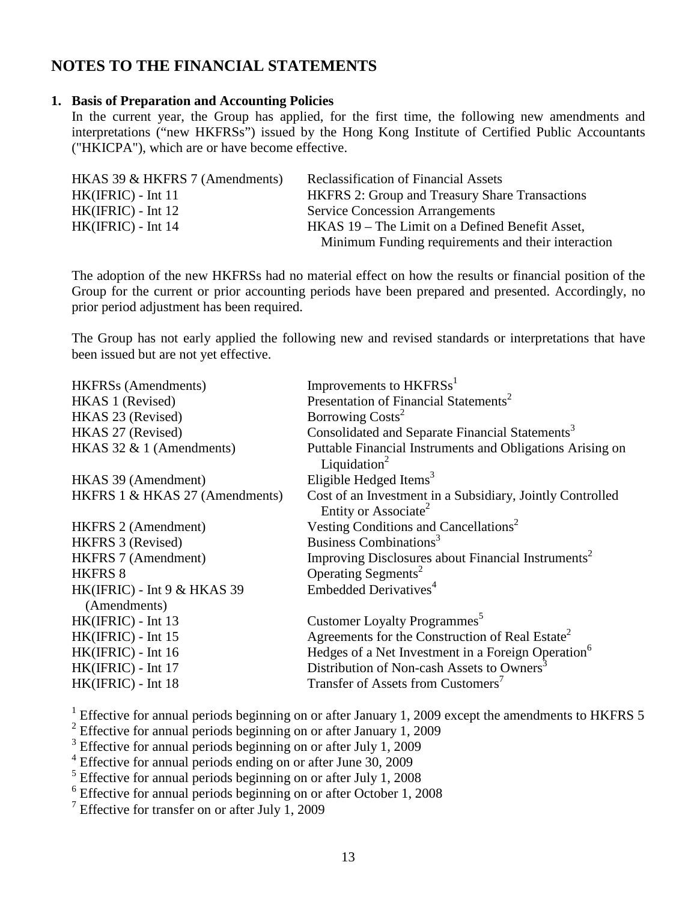## NOTES TO THE FINANCIAL STATEMENTS

### 1. Basis of Preparation and Accounting Policies

In the current year, the Group has applied, for the first time, the following new amendments and interpretations ("new HKFRSs") issued by the Hong Kong Institute of Certified Public Accountants ("HKICPA"), which are or have become effective.

| | |
|---|---|
| HKAS 39 & HKFRS 7 (Amendments) | Reclassification of Financial Assets |
| HK(IFRIC) - Int 11 | HKFRS 2: Group and Treasury Share Transactions |
| HK(IFRIC) - Int 12 | Service Concession Arrangements |
| HK(IFRIC) - Int 14 | HKAS 19 – The Limit on a Defined Benefit Asset, Minimum Funding requirements and their interaction |

The adoption of the new HKFRSs had no material effect on how the results or financial position of the Group for the current or prior accounting periods have been prepared and presented. Accordingly, no prior period adjustment has been required.

The Group has not early applied the following new and revised standards or interpretations that have been issued but are not yet effective.

| | |
|---|---|
| HKFRSs (Amendments) | Improvements to HKFRSs[1] |
| HKAS 1 (Revised) | Presentation of Financial Statements[2] |
| HKAS 23 (Revised) | Borrowing Costs[2] |
| HKAS 27 (Revised) | Consolidated and Separate Financial Statements[3] |
| HKAS 32 & 1 (Amendments) | Puttable Financial Instruments and Obligations Arising on Liquidation[2] |
| HKAS 39 (Amendment) | Eligible Hedged Items[3] |
| HKFRS 1 & HKAS 27 (Amendments) | Cost of an Investment in a Subsidiary, Jointly Controlled Entity or Associate[2] |
| HKFRS 2 (Amendment) | Vesting Conditions and Cancellations[2] |
| HKFRS 3 (Revised) | Business Combinations[3] |
| HKFRS 7 (Amendment) | Improving Disclosures about Financial Instruments[2] |
| HKFRS 8 | Operating Segments[2] |
| HK(IFRIC) - Int 9 & HKAS 39 (Amendments) | Embedded Derivatives[4] |
| HK(IFRIC) - Int 13 | Customer Loyalty Programmes[5] |
| HK(IFRIC) - Int 15 | Agreements for the Construction of Real Estate[2] |
| HK(IFRIC) - Int 16 | Hedges of a Net Investment in a Foreign Operation[6] |
| HK(IFRIC) - Int 17 | Distribution of Non-cash Assets to Owners[3] |
| HK(IFRIC) - Int 18 | Transfer of Assets from Customers[7] |

[1] Effective for annual periods beginning on or after January 1, 2009 except the amendments to HKFRS 5

[2] Effective for annual periods beginning on or after January 1, 2009

[3] Effective for annual periods beginning on or after July 1, 2009

[4] Effective for annual periods ending on or after June 30, 2009

[5] Effective for annual periods beginning on or after July 1, 2008

[6] Effective for annual periods beginning on or after October 1, 2008

[7] Effective for transfer on or after July 1, 2009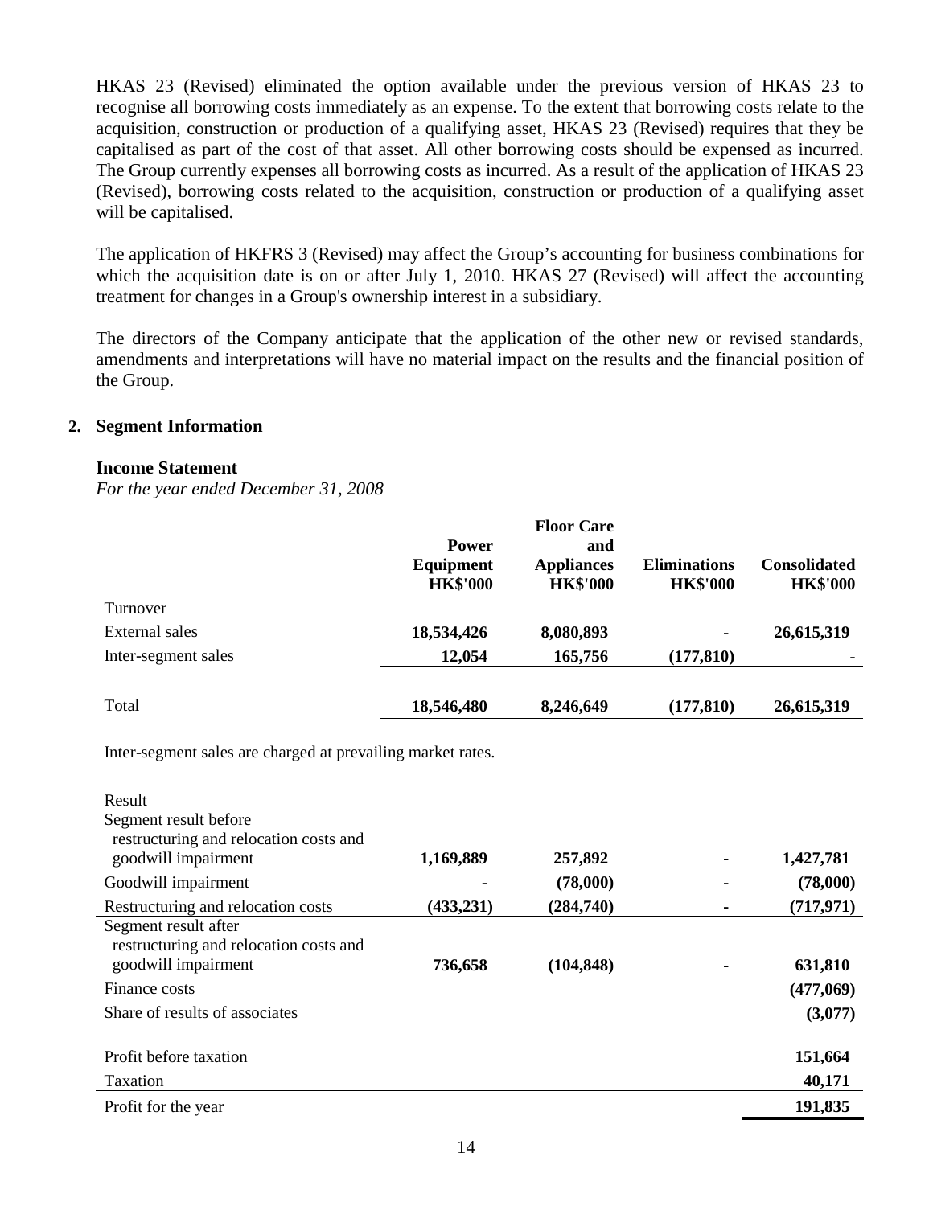HKAS 23 (Revised) eliminated the option available under the previous version of HKAS 23 to recognise all borrowing costs immediately as an expense. To the extent that borrowing costs relate to the acquisition, construction or production of a qualifying asset, HKAS 23 (Revised) requires that they be capitalised as part of the cost of that asset. All other borrowing costs should be expensed as incurred. The Group currently expenses all borrowing costs as incurred. As a result of the application of HKAS 23 (Revised), borrowing costs related to the acquisition, construction or production of a qualifying asset will be capitalised.

The application of HKFRS 3 (Revised) may affect the Group's accounting for business combinations for which the acquisition date is on or after July 1, 2010. HKAS 27 (Revised) will affect the accounting treatment for changes in a Group's ownership interest in a subsidiary.

The directors of the Company anticipate that the application of the other new or revised standards, amendments and interpretations will have no material impact on the results and the financial position of the Group.

## 2. Segment Information

**Income Statement**

*For the year ended December 31, 2008*

| | Power Equipment HK$'000 | Floor Care and Appliances HK$'000 | Eliminations HK$'000 | Consolidated HK$'000 |
|---|---|---|---|---|
| Turnover | | | | |
| External sales | **18,534,426** | **8,080,893** | **-** | **26,615,319** |
| Inter-segment sales | **12,054** | **165,756** | **(177,810)** | **-** |
| Total | **18,546,480** | **8,246,649** | **(177,810)** | **26,615,319** |

Inter-segment sales are charged at prevailing market rates.

| | Power Equipment HK$'000 | Floor Care and Appliances HK$'000 | Eliminations HK$'000 | Consolidated HK$'000 |
|---|---|---|---|---|
| Result | | | | |
| Segment result before restructuring and relocation costs and goodwill impairment | **1,169,889** | **257,892** | **-** | **1,427,781** |
| Goodwill impairment | **-** | **(78,000)** | **-** | **(78,000)** |
| Restructuring and relocation costs | **(433,231)** | **(284,740)** | **-** | **(717,971)** |
| Segment result after restructuring and relocation costs and goodwill impairment | **736,658** | **(104,848)** | **-** | **631,810** |
| Finance costs | | | | **(477,069)** |
| Share of results of associates | | | | **(3,077)** |
| Profit before taxation | | | | **151,664** |
| Taxation | | | | **40,171** |
| Profit for the year | | | | **191,835** |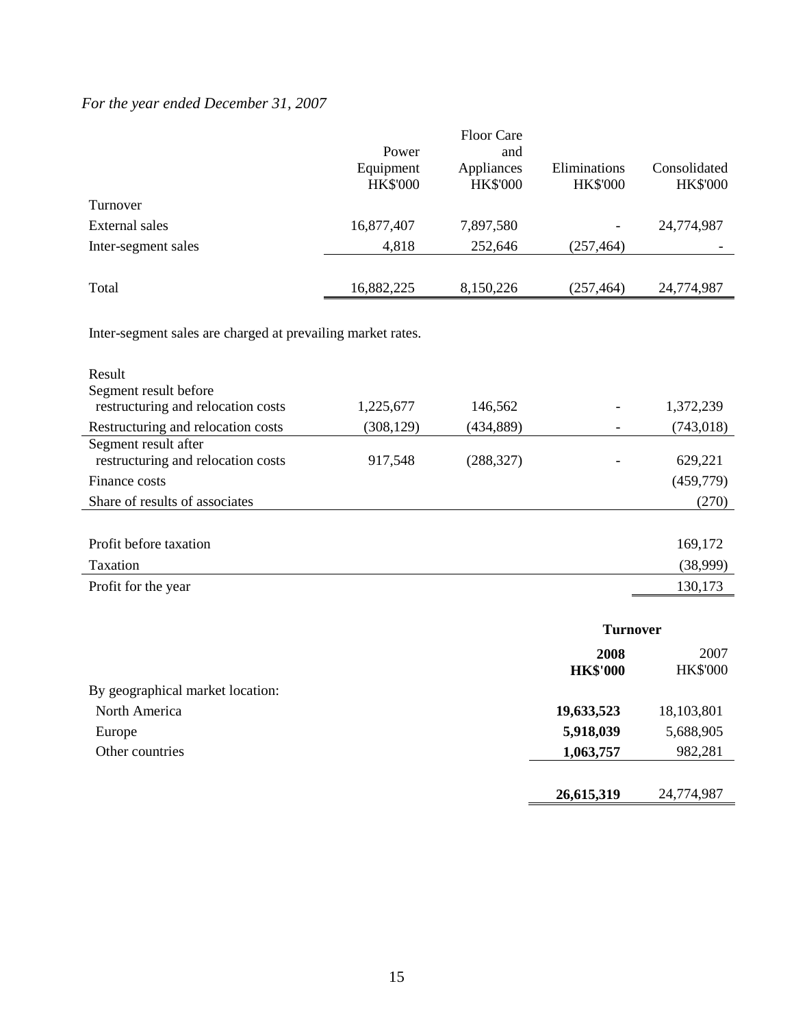*For the year ended December 31, 2007*

| | Power Equipment HK$'000 | Floor Care and Appliances HK$'000 | Eliminations HK$'000 | Consolidated HK$'000 |
|---|---|---|---|---|
| Turnover | | | | |
| External sales | 16,877,407 | 7,897,580 | - | 24,774,987 |
| Inter-segment sales | 4,818 | 252,646 | (257,464) | - |
| Total | 16,882,225 | 8,150,226 | (257,464) | 24,774,987 |

Inter-segment sales are charged at prevailing market rates.

| | Power Equipment HK$'000 | Floor Care and Appliances HK$'000 | Eliminations HK$'000 | Consolidated HK$'000 |
|---|---|---|---|---|
| Result | | | | |
| Segment result before restructuring and relocation costs | 1,225,677 | 146,562 | - | 1,372,239 |
| Restructuring and relocation costs | (308,129) | (434,889) | - | (743,018) |
| Segment result after restructuring and relocation costs | 917,548 | (288,327) | - | 629,221 |
| Finance costs | | | | (459,779) |
| Share of results of associates | | | | (270) |
| Profit before taxation | | | | 169,172 |
| Taxation | | | | (38,999) |
| Profit for the year | | | | 130,173 |

| | Turnover | |
|---|---|---|
| | **2008 HK$'000** | 2007 HK$'000 |
| By geographical market location: | | |
| North America | **19,633,523** | 18,103,801 |
| Europe | **5,918,039** | 5,688,905 |
| Other countries | **1,063,757** | 982,281 |
| | **26,615,319** | 24,774,987 |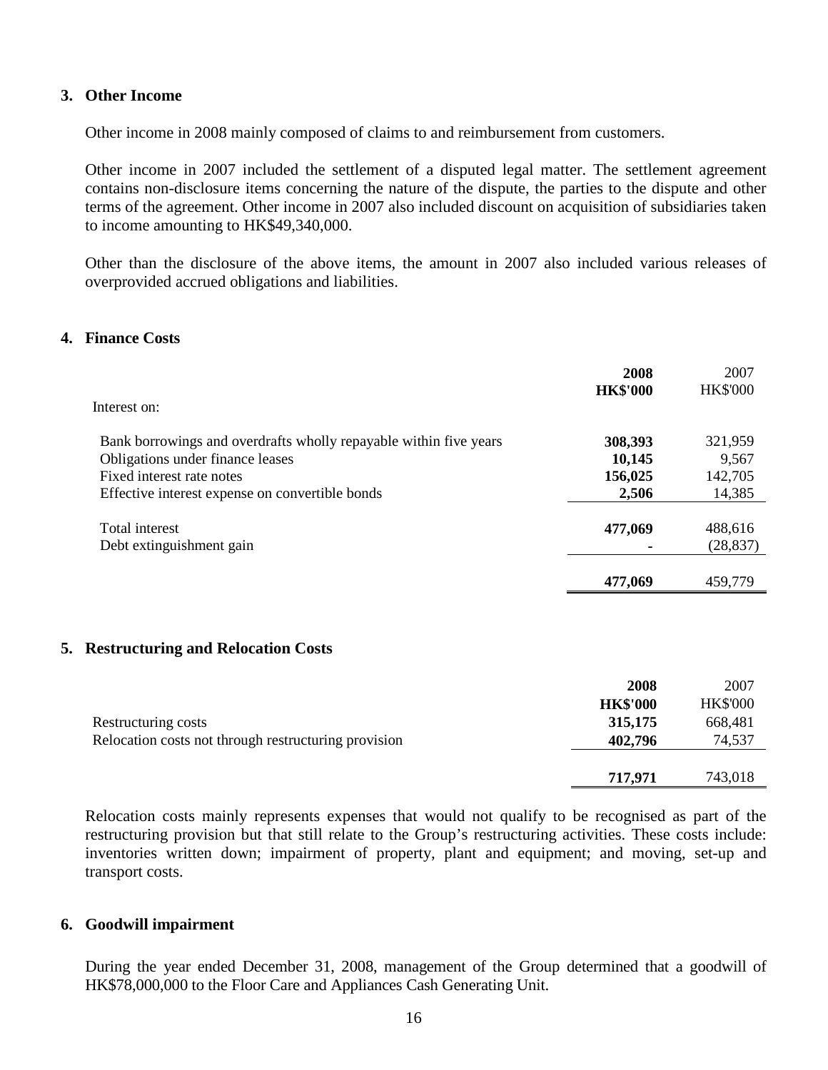### 3. Other Income

Other income in 2008 mainly composed of claims to and reimbursement from customers.

Other income in 2007 included the settlement of a disputed legal matter. The settlement agreement contains non-disclosure items concerning the nature of the dispute, the parties to the dispute and other terms of the agreement. Other income in 2007 also included discount on acquisition of subsidiaries taken to income amounting to HK$49,340,000.

Other than the disclosure of the above items, the amount in 2007 also included various releases of overprovided accrued obligations and liabilities.

### 4. Finance Costs

| | **2008** | 2007 |
|---|---|---|
| | **HK$'000** | HK$'000 |
| Interest on: | | |
| Bank borrowings and overdrafts wholly repayable within five years | **308,393** | 321,959 |
| Obligations under finance leases | **10,145** | 9,567 |
| Fixed interest rate notes | **156,025** | 142,705 |
| Effective interest expense on convertible bonds | **2,506** | 14,385 |
| Total interest | **477,069** | 488,616 |
| Debt extinguishment gain | **-** | (28,837) |
| | **477,069** | 459,779 |

### 5. Restructuring and Relocation Costs

| | **2008** | 2007 |
|---|---|---|
| | **HK$'000** | HK$'000 |
| Restructuring costs | **315,175** | 668,481 |
| Relocation costs not through restructuring provision | **402,796** | 74,537 |
| | **717,971** | 743,018 |

Relocation costs mainly represents expenses that would not qualify to be recognised as part of the restructuring provision but that still relate to the Group's restructuring activities. These costs include: inventories written down; impairment of property, plant and equipment; and moving, set-up and transport costs.

### 6. Goodwill impairment

During the year ended December 31, 2008, management of the Group determined that a goodwill of HK$78,000,000 to the Floor Care and Appliances Cash Generating Unit.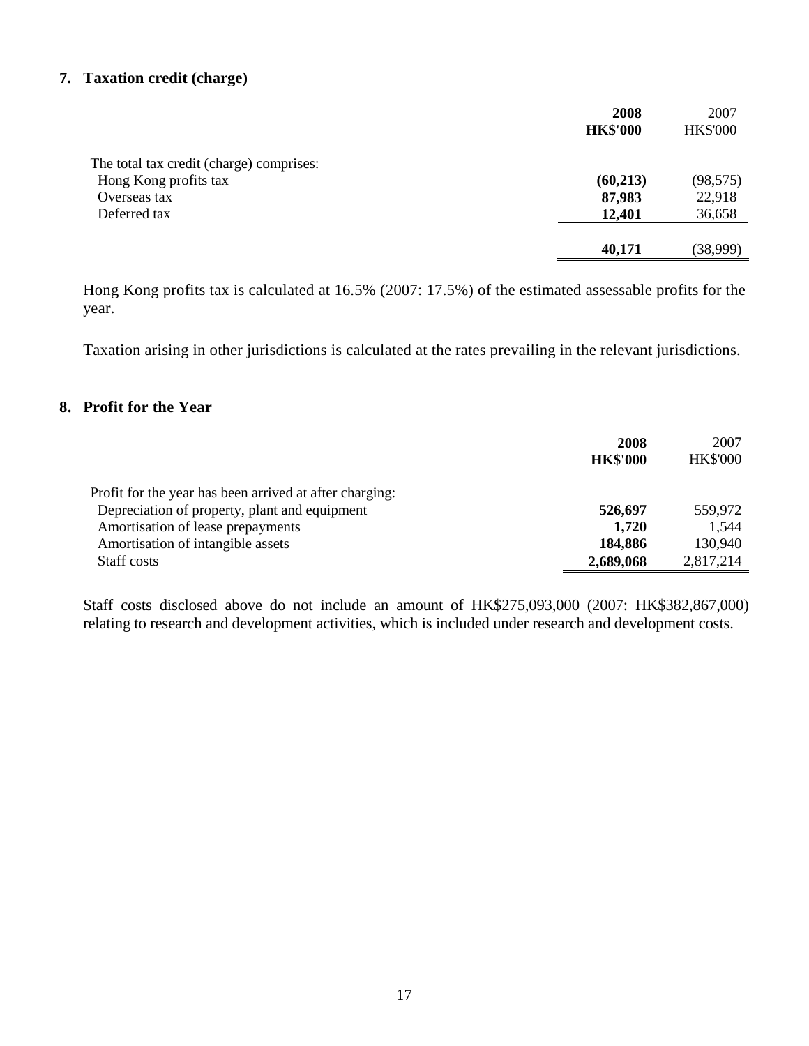## 7. Taxation credit (charge)

| | 2008<br>HK$'000 | 2007<br>HK$'000 |
|---|---|---|
| The total tax credit (charge) comprises: | | |
| Hong Kong profits tax | **(60,213)** | (98,575) |
| Overseas tax | **87,983** | 22,918 |
| Deferred tax | **12,401** | 36,658 |
| | **40,171** | (38,999) |

Hong Kong profits tax is calculated at 16.5% (2007: 17.5%) of the estimated assessable profits for the year.

Taxation arising in other jurisdictions is calculated at the rates prevailing in the relevant jurisdictions.

## 8. Profit for the Year

| | 2008<br>HK$'000 | 2007<br>HK$'000 |
|---|---|---|
| Profit for the year has been arrived at after charging: | | |
| Depreciation of property, plant and equipment | **526,697** | 559,972 |
| Amortisation of lease prepayments | **1,720** | 1,544 |
| Amortisation of intangible assets | **184,886** | 130,940 |
| Staff costs | **2,689,068** | 2,817,214 |

Staff costs disclosed above do not include an amount of HK$275,093,000 (2007: HK$382,867,000) relating to research and development activities, which is included under research and development costs.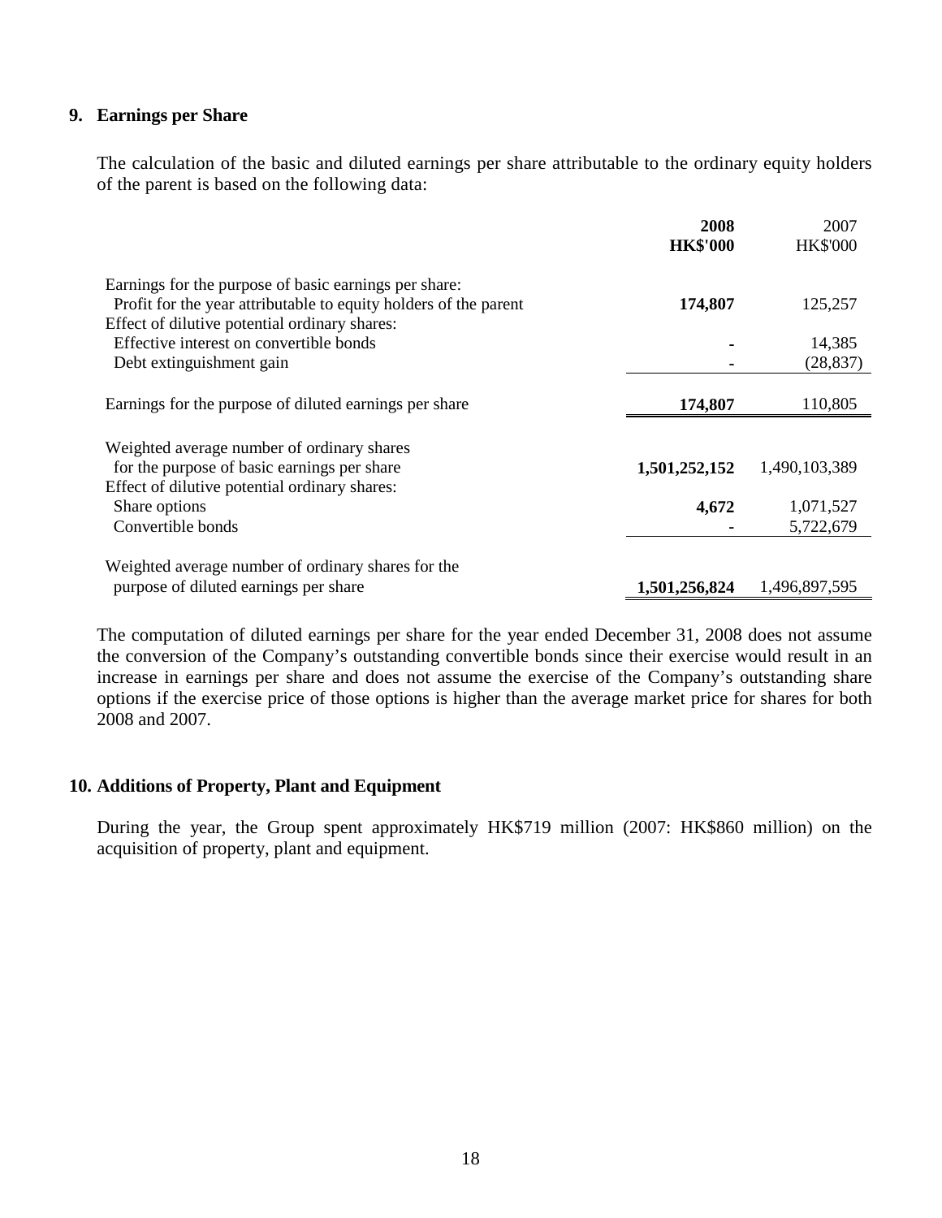## 9. Earnings per Share

The calculation of the basic and diluted earnings per share attributable to the ordinary equity holders of the parent is based on the following data:

| | **2008** | 2007 |
|---|---|---|
| | **HK$'000** | HK$'000 |
| Earnings for the purpose of basic earnings per share: | | |
| Profit for the year attributable to equity holders of the parent | **174,807** | 125,257 |
| Effect of dilutive potential ordinary shares: | | |
| Effective interest on convertible bonds | **-** | 14,385 |
| Debt extinguishment gain | **-** | (28,837) |
| Earnings for the purpose of diluted earnings per share | **174,807** | 110,805 |
| Weighted average number of ordinary shares for the purpose of basic earnings per share | **1,501,252,152** | 1,490,103,389 |
| Effect of dilutive potential ordinary shares: | | |
| Share options | **4,672** | 1,071,527 |
| Convertible bonds | **-** | 5,722,679 |
| Weighted average number of ordinary shares for the purpose of diluted earnings per share | **1,501,256,824** | 1,496,897,595 |

The computation of diluted earnings per share for the year ended December 31, 2008 does not assume the conversion of the Company's outstanding convertible bonds since their exercise would result in an increase in earnings per share and does not assume the exercise of the Company's outstanding share options if the exercise price of those options is higher than the average market price for shares for both 2008 and 2007.

## 10. Additions of Property, Plant and Equipment

During the year, the Group spent approximately HK$719 million (2007: HK$860 million) on the acquisition of property, plant and equipment.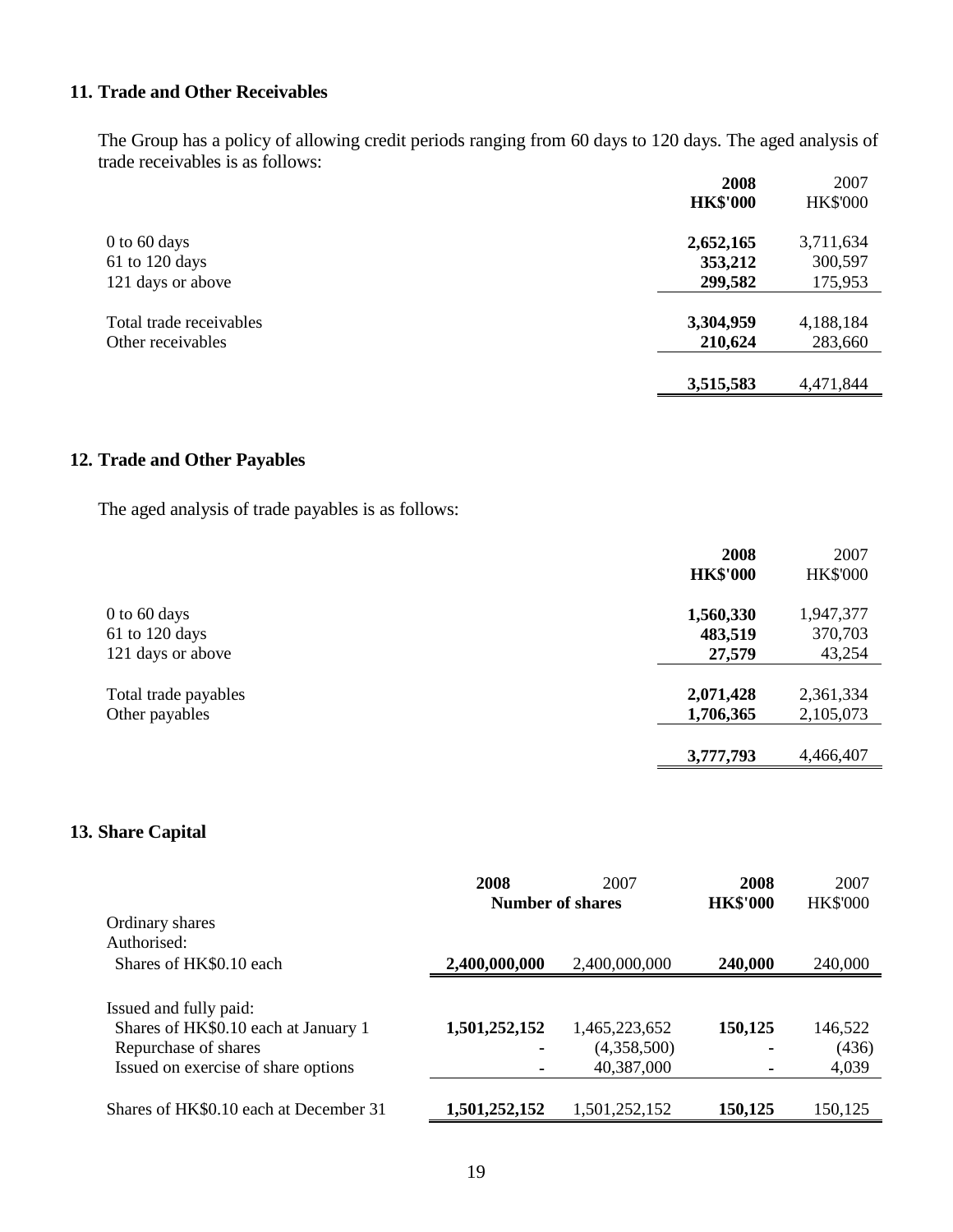## 11. Trade and Other Receivables

The Group has a policy of allowing credit periods ranging from 60 days to 120 days. The aged analysis of trade receivables is as follows:

| | **2008** **HK$'000** | 2007 HK$'000 |
|---|---|---|
| 0 to 60 days | **2,652,165** | 3,711,634 |
| 61 to 120 days | **353,212** | 300,597 |
| 121 days or above | **299,582** | 175,953 |
| Total trade receivables | **3,304,959** | 4,188,184 |
| Other receivables | **210,624** | 283,660 |
| | **3,515,583** | 4,471,844 |

## 12. Trade and Other Payables

The aged analysis of trade payables is as follows:

| | **2008** **HK$'000** | 2007 HK$'000 |
|---|---|---|
| 0 to 60 days | **1,560,330** | 1,947,377 |
| 61 to 120 days | **483,519** | 370,703 |
| 121 days or above | **27,579** | 43,254 |
| Total trade payables | **2,071,428** | 2,361,334 |
| Other payables | **1,706,365** | 2,105,073 |
| | **3,777,793** | 4,466,407 |

## 13. Share Capital

| | **2008** | 2007 | **2008** | 2007 |
|---|---|---|---|---|
| | **Number of shares** | | **HK$'000** | HK$'000 |
| Ordinary shares | | | | |
| Authorised: | | | | |
| Shares of HK$0.10 each | **2,400,000,000** | 2,400,000,000 | **240,000** | 240,000 |
| Issued and fully paid: | | | | |
| Shares of HK$0.10 each at January 1 | **1,501,252,152** | 1,465,223,652 | **150,125** | 146,522 |
| Repurchase of shares | **-** | (4,358,500) | **-** | (436) |
| Issued on exercise of share options | **-** | 40,387,000 | **-** | 4,039 |
| Shares of HK$0.10 each at December 31 | **1,501,252,152** | 1,501,252,152 | **150,125** | 150,125 |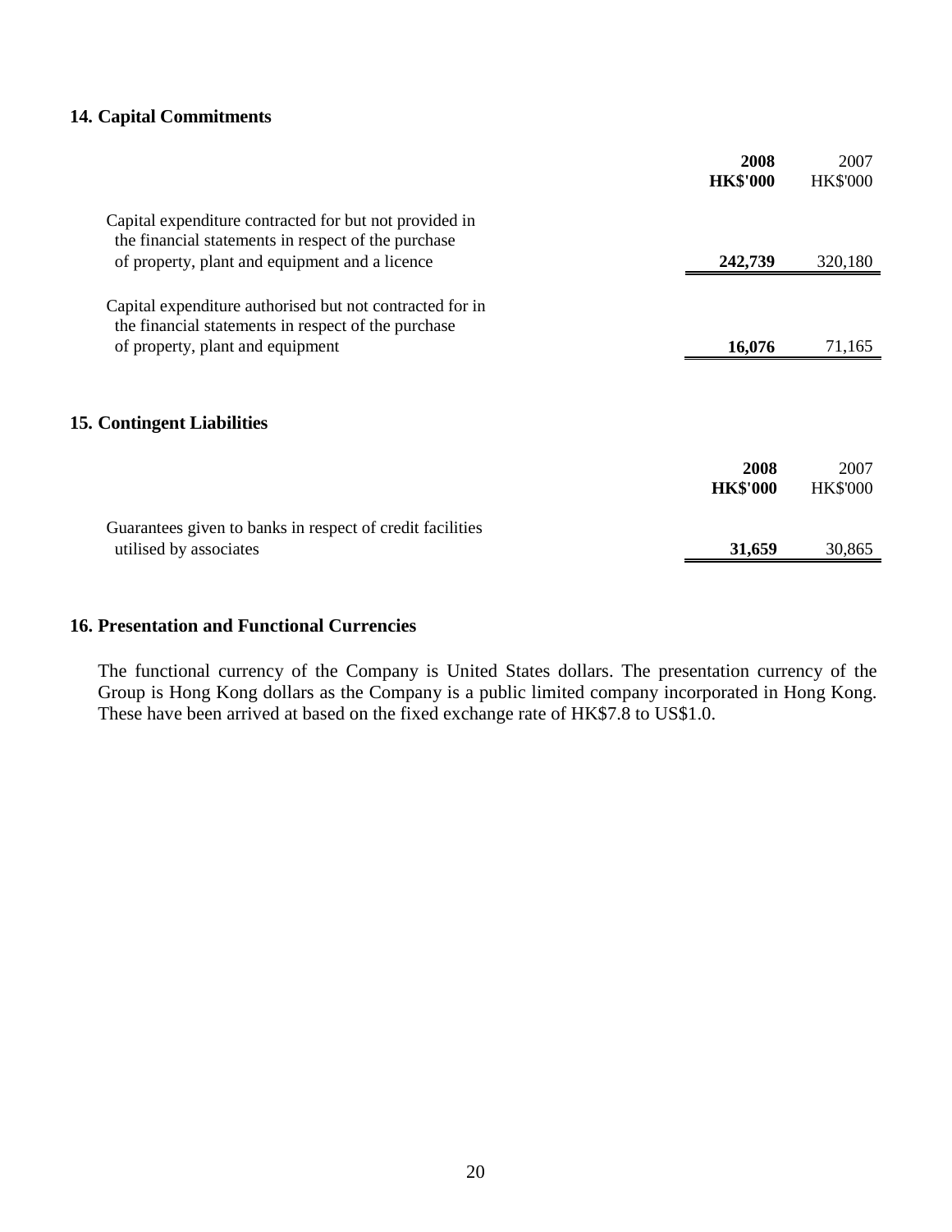## 14. Capital Commitments

| | **2008** **HK$'000** | 2007 HK$'000 |
|---|---|---|
| Capital expenditure contracted for but not provided in the financial statements in respect of the purchase of property, plant and equipment and a licence | **242,739** | 320,180 |
| Capital expenditure authorised but not contracted for in the financial statements in respect of the purchase of property, plant and equipment | **16,076** | 71,165 |

## 15. Contingent Liabilities

| | **2008** **HK$'000** | 2007 HK$'000 |
|---|---|---|
| Guarantees given to banks in respect of credit facilities utilised by associates | **31,659** | 30,865 |

## 16. Presentation and Functional Currencies

The functional currency of the Company is United States dollars. The presentation currency of the Group is Hong Kong dollars as the Company is a public limited company incorporated in Hong Kong. These have been arrived at based on the fixed exchange rate of HK$7.8 to US$1.0.